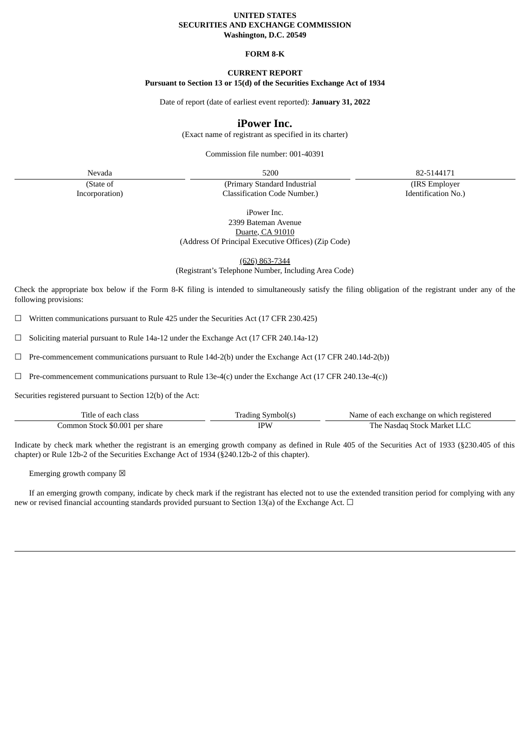**UNITED STATES**
**SECURITIES AND EXCHANGE COMMISSION**
**Washington, D.C. 20549**

**FORM 8-K**

**CURRENT REPORT**
**Pursuant to Section 13 or 15(d) of the Securities Exchange Act of 1934**

Date of report (date of earliest event reported): **January 31, 2022**

# iPower Inc.

(Exact name of registrant as specified in its charter)

Commission file number: 001-40391

| Nevada | 5200 | 82-5144171 |
|---|---|---|
| (State of Incorporation) | (Primary Standard Industrial Classification Code Number.) | (IRS Employer Identification No.) |

iPower Inc.
2399 Bateman Avenue
Duarte, CA 91010
(Address Of Principal Executive Offices) (Zip Code)

(626) 863-7344
(Registrant's Telephone Number, Including Area Code)

Check the appropriate box below if the Form 8-K filing is intended to simultaneously satisfy the filing obligation of the registrant under any of the following provisions:

☐ Written communications pursuant to Rule 425 under the Securities Act (17 CFR 230.425)

☐ Soliciting material pursuant to Rule 14a-12 under the Exchange Act (17 CFR 240.14a-12)

☐ Pre-commencement communications pursuant to Rule 14d-2(b) under the Exchange Act (17 CFR 240.14d-2(b))

☐ Pre-commencement communications pursuant to Rule 13e-4(c) under the Exchange Act (17 CFR 240.13e-4(c))

Securities registered pursuant to Section 12(b) of the Act:

| Title of each class | Trading Symbol(s) | Name of each exchange on which registered |
|---|---|---|
| Common Stock $0.001 per share | IPW | The Nasdaq Stock Market LLC |

Indicate by check mark whether the registrant is an emerging growth company as defined in Rule 405 of the Securities Act of 1933 (§230.405 of this chapter) or Rule 12b-2 of the Securities Exchange Act of 1934 (§240.12b-2 of this chapter).

Emerging growth company ☒

If an emerging growth company, indicate by check mark if the registrant has elected not to use the extended transition period for complying with any new or revised financial accounting standards provided pursuant to Section 13(a) of the Exchange Act. ☐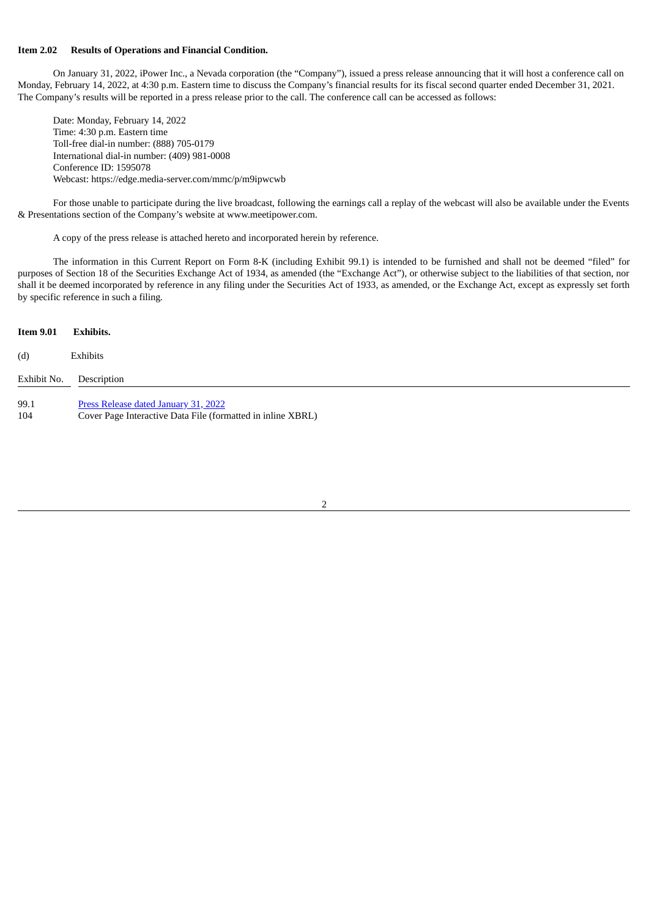**Item 2.02 Results of Operations and Financial Condition.**

On January 31, 2022, iPower Inc., a Nevada corporation (the "Company"), issued a press release announcing that it will host a conference call on Monday, February 14, 2022, at 4:30 p.m. Eastern time to discuss the Company's financial results for its fiscal second quarter ended December 31, 2021. The Company's results will be reported in a press release prior to the call. The conference call can be accessed as follows:

Date: Monday, February 14, 2022
Time: 4:30 p.m. Eastern time
Toll-free dial-in number: (888) 705-0179
International dial-in number: (409) 981-0008
Conference ID: 1595078
Webcast: https://edge.media-server.com/mmc/p/m9ipwcwb

For those unable to participate during the live broadcast, following the earnings call a replay of the webcast will also be available under the Events & Presentations section of the Company's website at www.meetipower.com.

A copy of the press release is attached hereto and incorporated herein by reference.

The information in this Current Report on Form 8-K (including Exhibit 99.1) is intended to be furnished and shall not be deemed "filed" for purposes of Section 18 of the Securities Exchange Act of 1934, as amended (the "Exchange Act"), or otherwise subject to the liabilities of that section, nor shall it be deemed incorporated by reference in any filing under the Securities Act of 1933, as amended, or the Exchange Act, except as expressly set forth by specific reference in such a filing.

**Item 9.01 Exhibits.**

(d) Exhibits

| Exhibit No. | Description |
|---|---|
| 99.1 | Press Release dated January 31, 2022 |
| 104 | Cover Page Interactive Data File (formatted in inline XBRL) |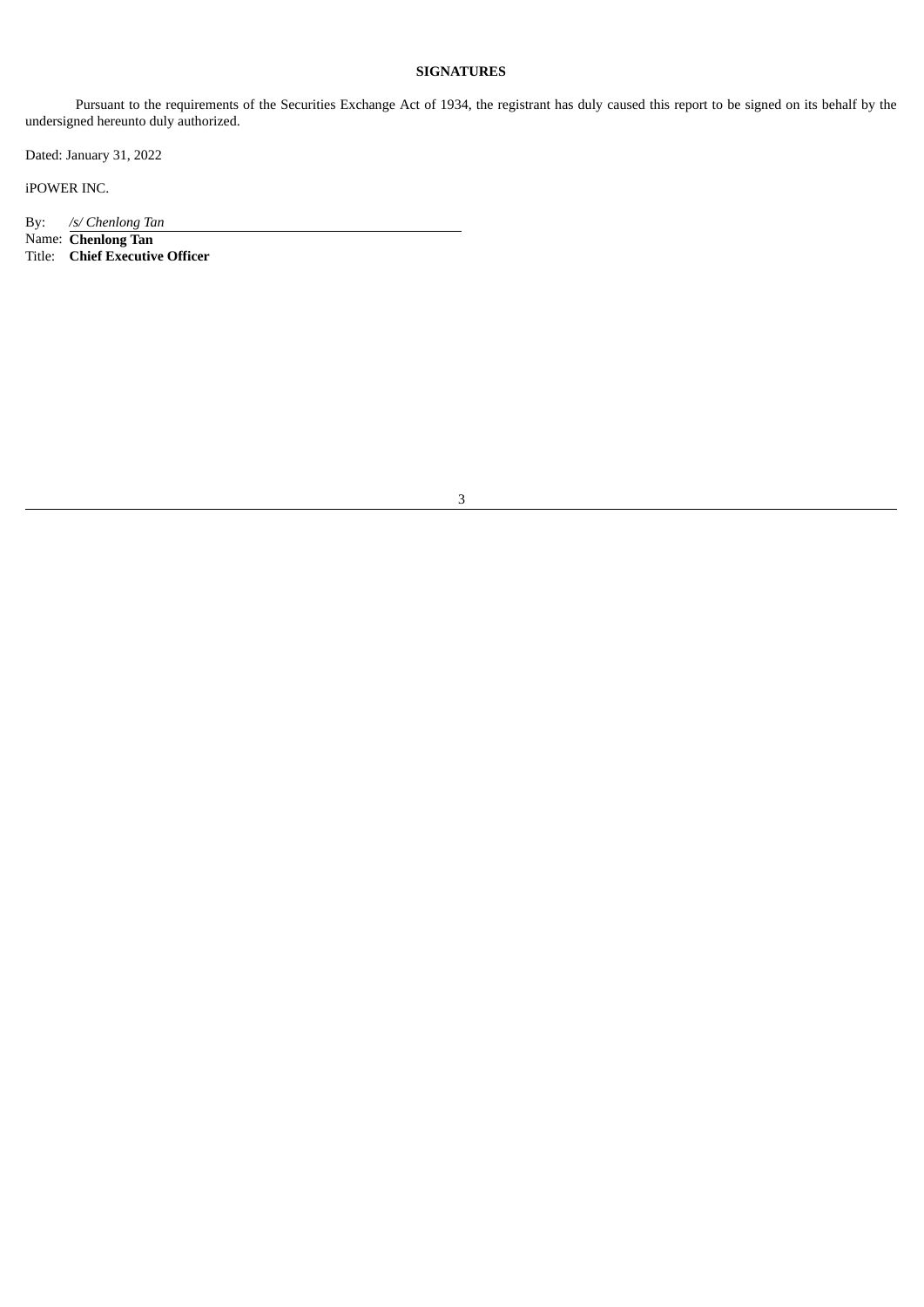**SIGNATURES**

Pursuant to the requirements of the Securities Exchange Act of 1934, the registrant has duly caused this report to be signed on its behalf by the undersigned hereunto duly authorized.

Dated: January 31, 2022

iPOWER INC.

By: *[/s/ Chenlong Tan]*

Name: **Chenlong Tan**

Title: **Chief Executive Officer**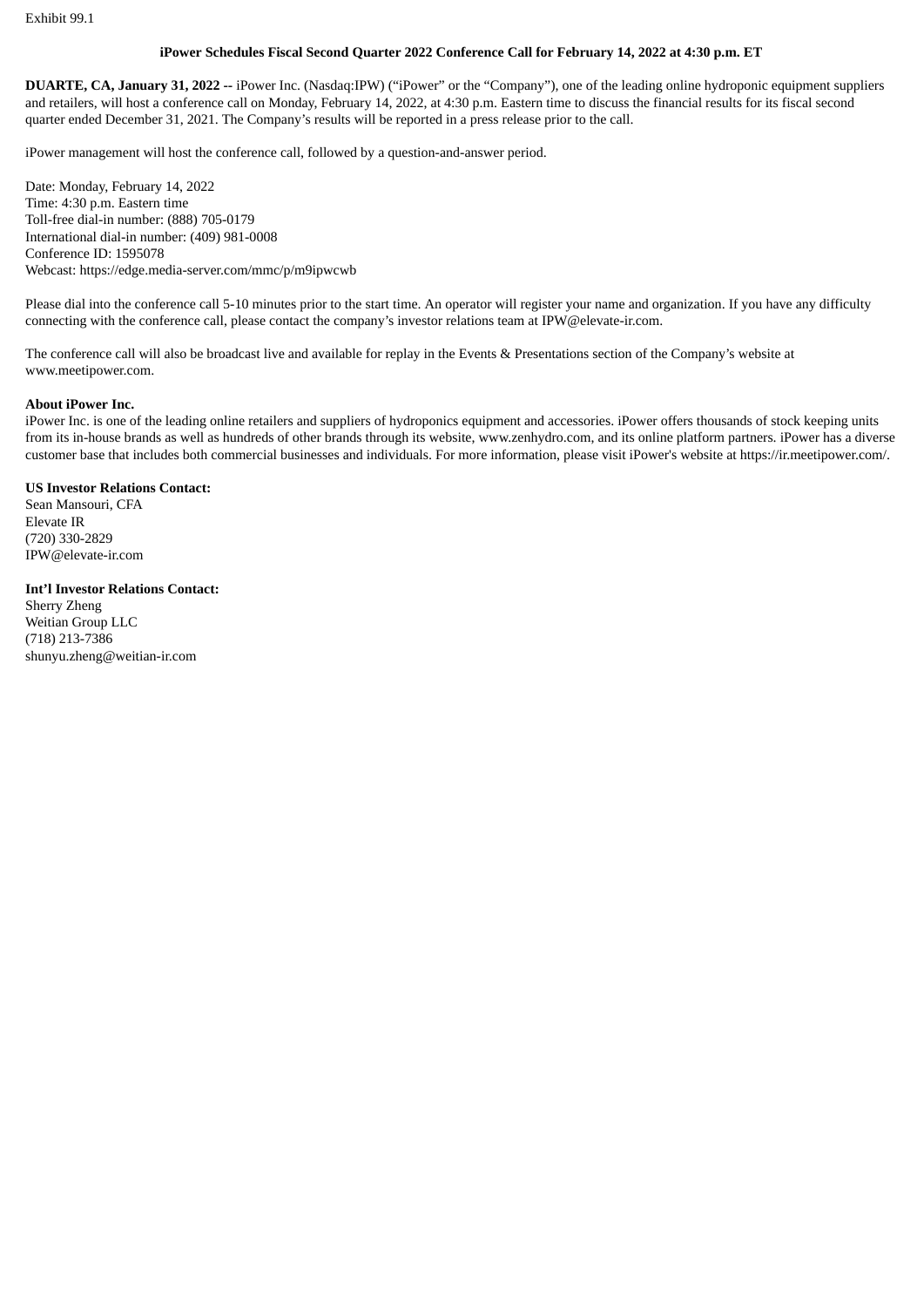Exhibit 99.1

**iPower Schedules Fiscal Second Quarter 2022 Conference Call for February 14, 2022 at 4:30 p.m. ET**

**DUARTE, CA, January 31, 2022 --** iPower Inc. (Nasdaq:IPW) ("iPower" or the "Company"), one of the leading online hydroponic equipment suppliers and retailers, will host a conference call on Monday, February 14, 2022, at 4:30 p.m. Eastern time to discuss the financial results for its fiscal second quarter ended December 31, 2021. The Company's results will be reported in a press release prior to the call.

iPower management will host the conference call, followed by a question-and-answer period.

Date: Monday, February 14, 2022
Time: 4:30 p.m. Eastern time
Toll-free dial-in number: (888) 705-0179
International dial-in number: (409) 981-0008
Conference ID: 1595078
Webcast: https://edge.media-server.com/mmc/p/m9ipwcwb

Please dial into the conference call 5-10 minutes prior to the start time. An operator will register your name and organization. If you have any difficulty connecting with the conference call, please contact the company's investor relations team at IPW@elevate-ir.com.

The conference call will also be broadcast live and available for replay in the Events & Presentations section of the Company's website at www.meetipower.com.

**About iPower Inc.**
iPower Inc. is one of the leading online retailers and suppliers of hydroponics equipment and accessories. iPower offers thousands of stock keeping units from its in-house brands as well as hundreds of other brands through its website, www.zenhydro.com, and its online platform partners. iPower has a diverse customer base that includes both commercial businesses and individuals. For more information, please visit iPower's website at https://ir.meetipower.com/.

**US Investor Relations Contact:**
Sean Mansouri, CFA
Elevate IR
(720) 330-2829
IPW@elevate-ir.com

**Int'l Investor Relations Contact:**
Sherry Zheng
Weitian Group LLC
(718) 213-7386
shunyu.zheng@weitian-ir.com